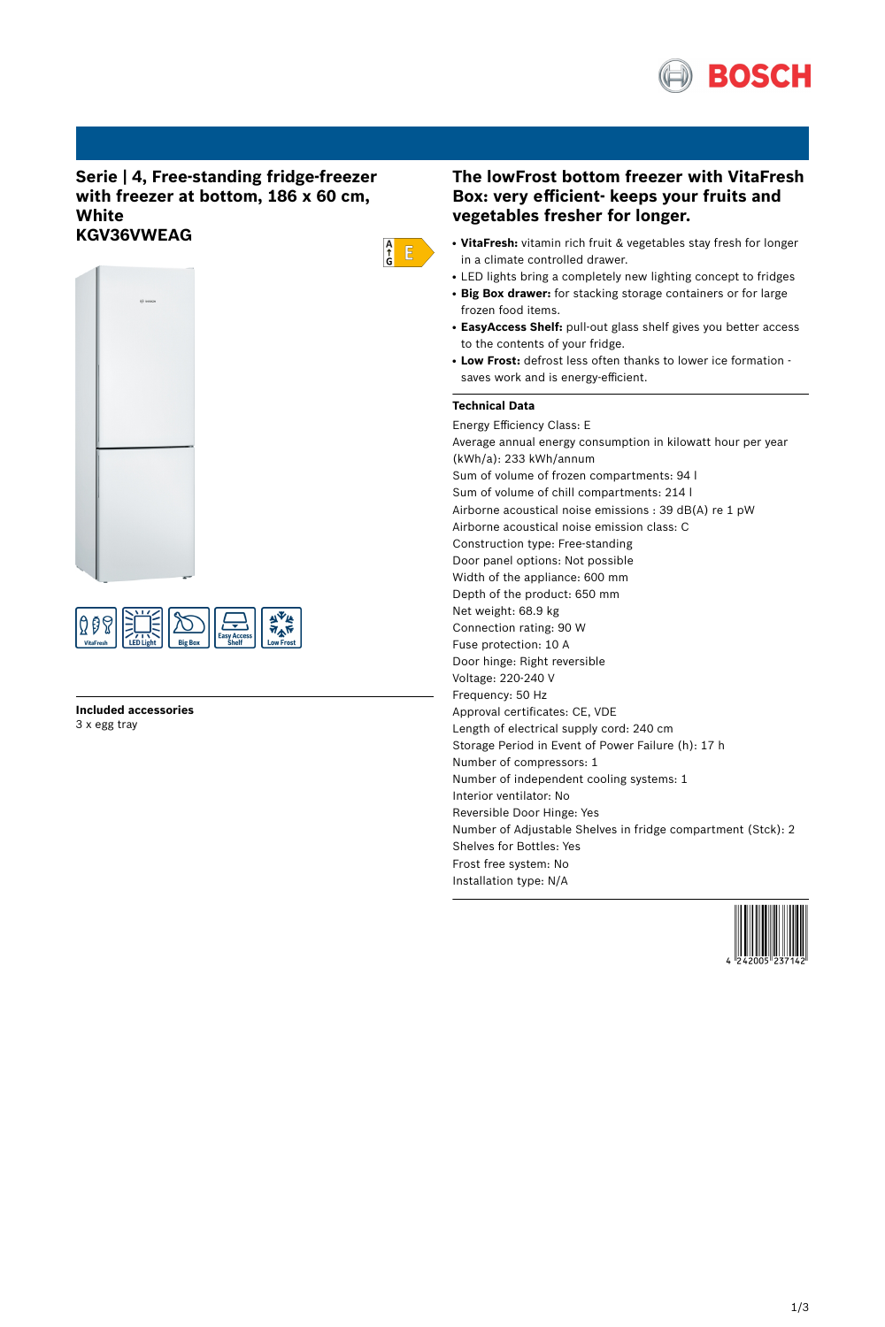# Serie | 4, Free-standing fridge-freezer with freezer at bottom, 186 x 60 cm, White

## KGV36VWEAG

## Included accessories

3 x egg tray

## The lowFrost bottom freezer with VitaFresh Box: very efficient- keeps your fruits and vegetables fresher for longer.

- **VitaFresh:** vitamin rich fruit & vegetables stay fresh for longer in a climate controlled drawer.
- LED lights bring a completely new lighting concept to fridges
- **Big Box drawer:** for stacking storage containers or for large frozen food items.
- **EasyAccess Shelf:** pull-out glass shelf gives you better access to the contents of your fridge.
- **Low Frost:** defrost less often thanks to lower ice formation - saves work and is energy-efficient.

### Technical Data

Energy Efficiency Class: E
Average annual energy consumption in kilowatt hour per year (kWh/a): 233 kWh/annum
Sum of volume of frozen compartments: 94 l
Sum of volume of chill compartments: 214 l
Airborne acoustical noise emissions : 39 dB(A) re 1 pW
Airborne acoustical noise emission class: C
Construction type: Free-standing
Door panel options: Not possible
Width of the appliance: 600 mm
Depth of the product: 650 mm
Net weight: 68.9 kg
Connection rating: 90 W
Fuse protection: 10 A
Door hinge: Right reversible
Voltage: 220-240 V
Frequency: 50 Hz
Approval certificates: CE, VDE
Length of electrical supply cord: 240 cm
Storage Period in Event of Power Failure (h): 17 h
Number of compressors: 1
Number of independent cooling systems: 1
Interior ventilator: No
Reversible Door Hinge: Yes
Number of Adjustable Shelves in fridge compartment (Stck): 2
Shelves for Bottles: Yes
Frost free system: No
Installation type: N/A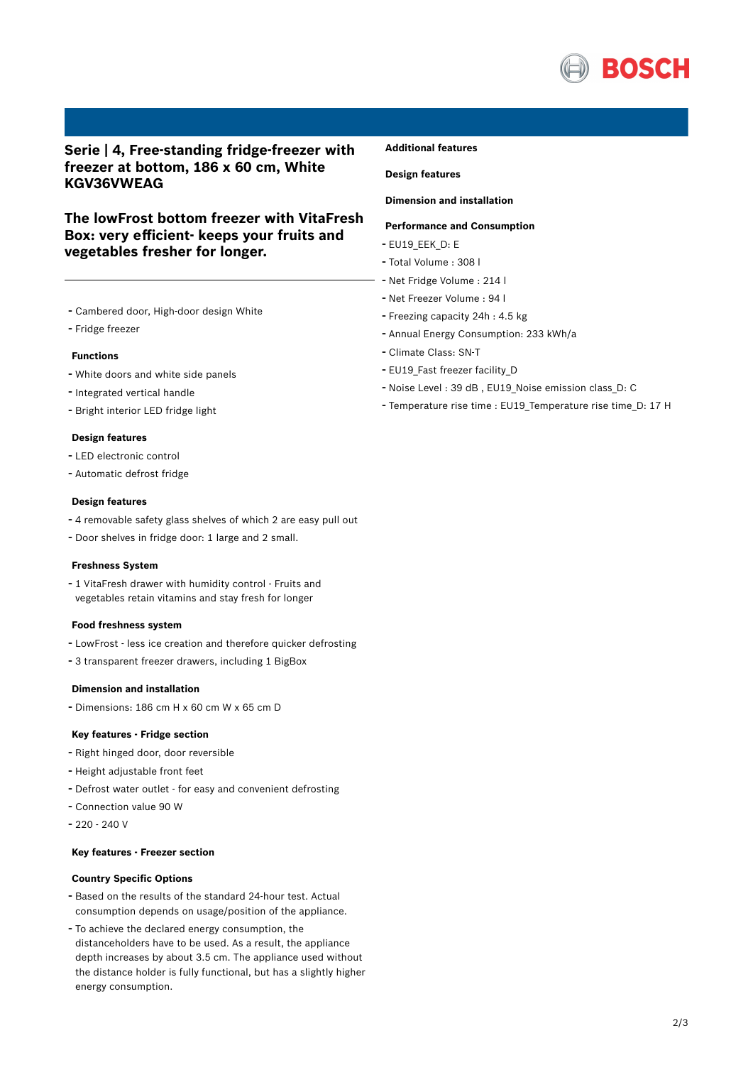## Serie | 4, Free-standing fridge-freezer with freezer at bottom, 186 x 60 cm, White KGV36VWEAG

## The lowFrost bottom freezer with VitaFresh Box: very efficient- keeps your fruits and vegetables fresher for longer.

---

- Cambered door, High-door design White
- Fridge freezer

### Functions

- White doors and white side panels
- Integrated vertical handle
- Bright interior LED fridge light

### Design features

- LED electronic control
- Automatic defrost fridge

### Design features

- 4 removable safety glass shelves of which 2 are easy pull out
- Door shelves in fridge door: 1 large and 2 small.

### Freshness System

- 1 VitaFresh drawer with humidity control - Fruits and vegetables retain vitamins and stay fresh for longer

### Food freshness system

- LowFrost - less ice creation and therefore quicker defrosting
- 3 transparent freezer drawers, including 1 BigBox

### Dimension and installation

- Dimensions: 186 cm H x 60 cm W x 65 cm D

### Key features - Fridge section

- Right hinged door, door reversible
- Height adjustable front feet
- Defrost water outlet - for easy and convenient defrosting
- Connection value 90 W
- 220 - 240 V

### Key features - Freezer section

### Country Specific Options

- Based on the results of the standard 24-hour test. Actual consumption depends on usage/position of the appliance.
- To achieve the declared energy consumption, the distanceholders have to be used. As a result, the appliance depth increases by about 3.5 cm. The appliance used without the distance holder is fully functional, but has a slightly higher energy consumption.

### Additional features

### Design features

### Dimension and installation

### Performance and Consumption

- EU19_EEK_D: E
- Total Volume : 308 l
- Net Fridge Volume : 214 l
- Net Freezer Volume : 94 l
- Freezing capacity 24h : 4.5 kg
- Annual Energy Consumption: 233 kWh/a
- Climate Class: SN-T
- EU19_Fast freezer facility_D
- Noise Level : 39 dB , EU19_Noise emission class_D: C
- Temperature rise time : EU19_Temperature rise time_D: 17 H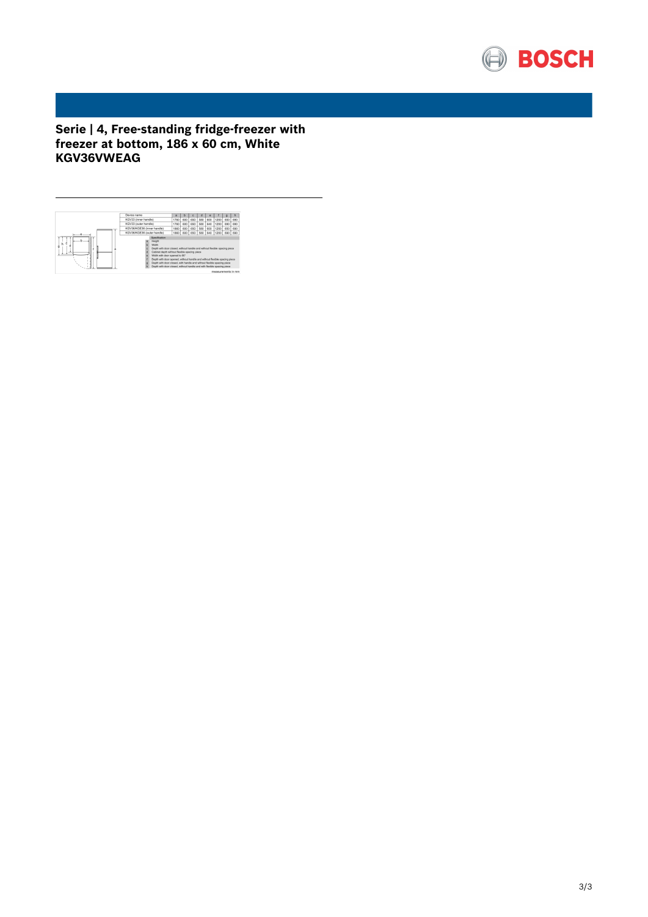## Serie | 4, Free-standing fridge-freezer with freezer at bottom, 186 x 60 cm, White KGV36VWEAG

| Device name | a | b | c | d | e | f | g | h |
|---|---|---|---|---|---|---|---|---|
| KGV33 (inner handle) | 1760 | 600 | 650 | 590 | 600 | 1200 | 650 | 690 |
| KGV33 (outer handle) | 1760 | 600 | 650 | 590 | 640 | 1200 | 690 | 690 |
| KGV36/KGE36 (inner handle) | 1860 | 600 | 650 | 590 | 600 | 1200 | 650 | 690 |
| KGV36/KGE36 (outer handle) | 1860 | 600 | 650 | 590 | 640 | 1200 | 690 | 690 |

| | Specification |
|---|---|
| a | Height |
| b | Width |
| c | Depth with door closed, without handle and without flexible spacing piece |
| d | Cabinet depth without flexible spacing piece |
| e | Width with door opened to 90° |
| f | Depth with door opened, without handle and without flexible spacing piece |
| g | Depth with door closed, with handle and without flexible spacing piece |
| h | Depth with door closed, without handle and with flexible spacing piece |

measurements in mm